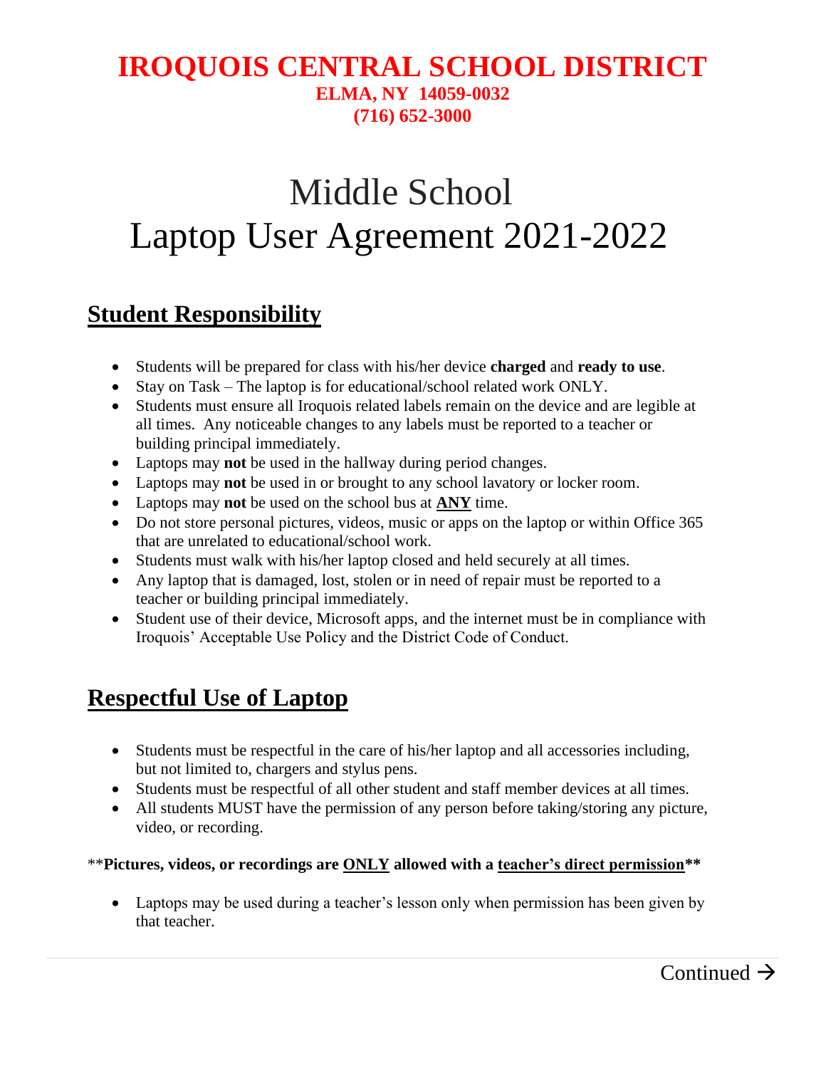# IROQUOIS CENTRAL SCHOOL DISTRICT

**ELMA, NY 14059-0032**
**(716) 652-3000**

# Middle School Laptop User Agreement 2021-2022

## Student Responsibility

- Students will be prepared for class with his/her device **charged** and **ready to use**.
- Stay on Task – The laptop is for educational/school related work ONLY.
- Students must ensure all Iroquois related labels remain on the device and are legible at all times. Any noticeable changes to any labels must be reported to a teacher or building principal immediately.
- Laptops may **not** be used in the hallway during period changes.
- Laptops may **not** be used in or brought to any school lavatory or locker room.
- Laptops may **not** be used on the school bus at **ANY** time.
- Do not store personal pictures, videos, music or apps on the laptop or within Office 365 that are unrelated to educational/school work.
- Students must walk with his/her laptop closed and held securely at all times.
- Any laptop that is damaged, lost, stolen or in need of repair must be reported to a teacher or building principal immediately.
- Student use of their device, Microsoft apps, and the internet must be in compliance with Iroquois' Acceptable Use Policy and the District Code of Conduct.

## Respectful Use of Laptop

- Students must be respectful in the care of his/her laptop and all accessories including, but not limited to, chargers and stylus pens.
- Students must be respectful of all other student and staff member devices at all times.
- All students MUST have the permission of any person before taking/storing any picture, video, or recording.

****Pictures, videos, or recordings are ONLY allowed with a teacher's direct permission****

- Laptops may be used during a teacher's lesson only when permission has been given by that teacher.

Continued →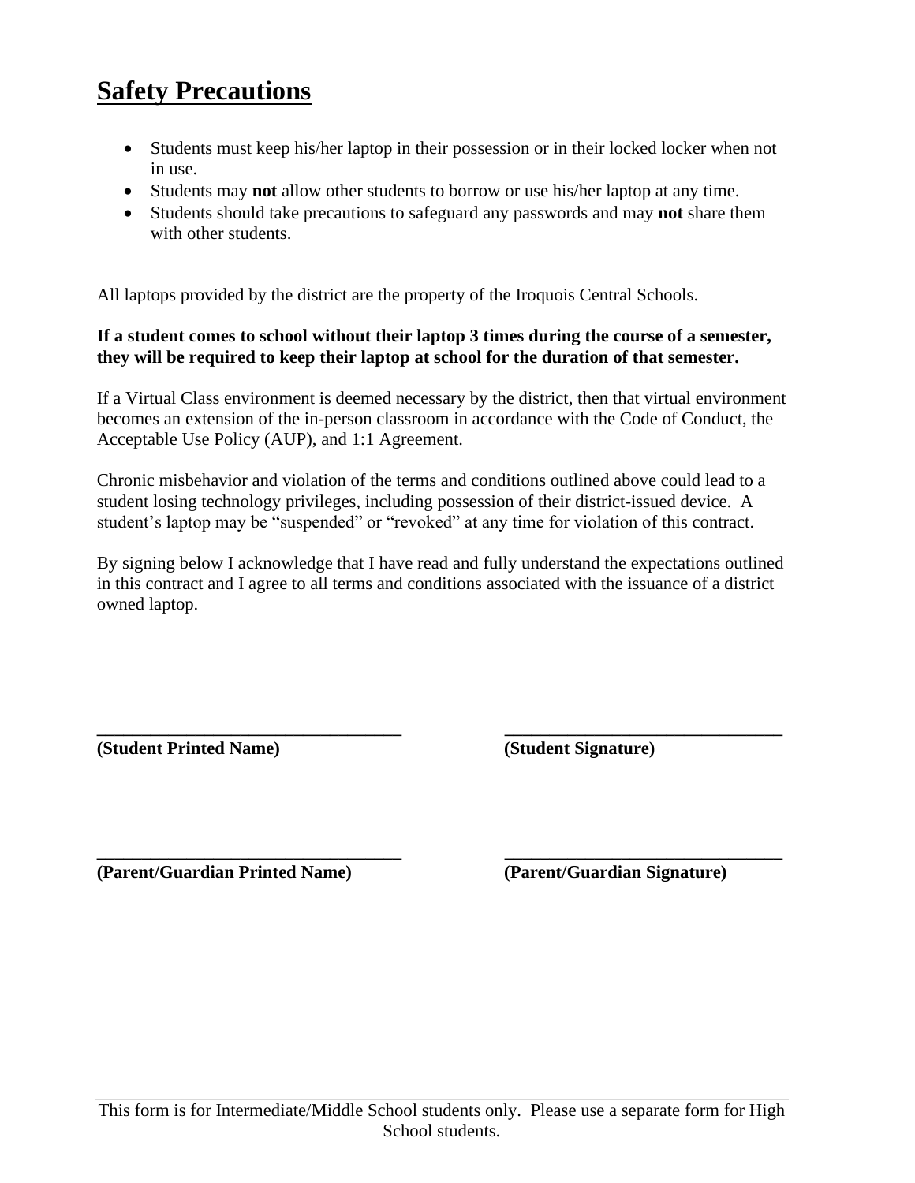## Safety Precautions

- Students must keep his/her laptop in their possession or in their locked locker when not in use.
- Students may **not** allow other students to borrow or use his/her laptop at any time.
- Students should take precautions to safeguard any passwords and may **not** share them with other students.

All laptops provided by the district are the property of the Iroquois Central Schools.

**If a student comes to school without their laptop 3 times during the course of a semester, they will be required to keep their laptop at school for the duration of that semester.**

If a Virtual Class environment is deemed necessary by the district, then that virtual environment becomes an extension of the in-person classroom in accordance with the Code of Conduct, the Acceptable Use Policy (AUP), and 1:1 Agreement.

Chronic misbehavior and violation of the terms and conditions outlined above could lead to a student losing technology privileges, including possession of their district-issued device. A student's laptop may be "suspended" or "revoked" at any time for violation of this contract.

By signing below I acknowledge that I have read and fully understand the expectations outlined in this contract and I agree to all terms and conditions associated with the issuance of a district owned laptop.

_________________________________ _________________________________

**(Student Printed Name)** **(Student Signature)**

_________________________________ _________________________________

**(Parent/Guardian Printed Name)** **(Parent/Guardian Signature)**

This form is for Intermediate/Middle School students only. Please use a separate form for High School students.